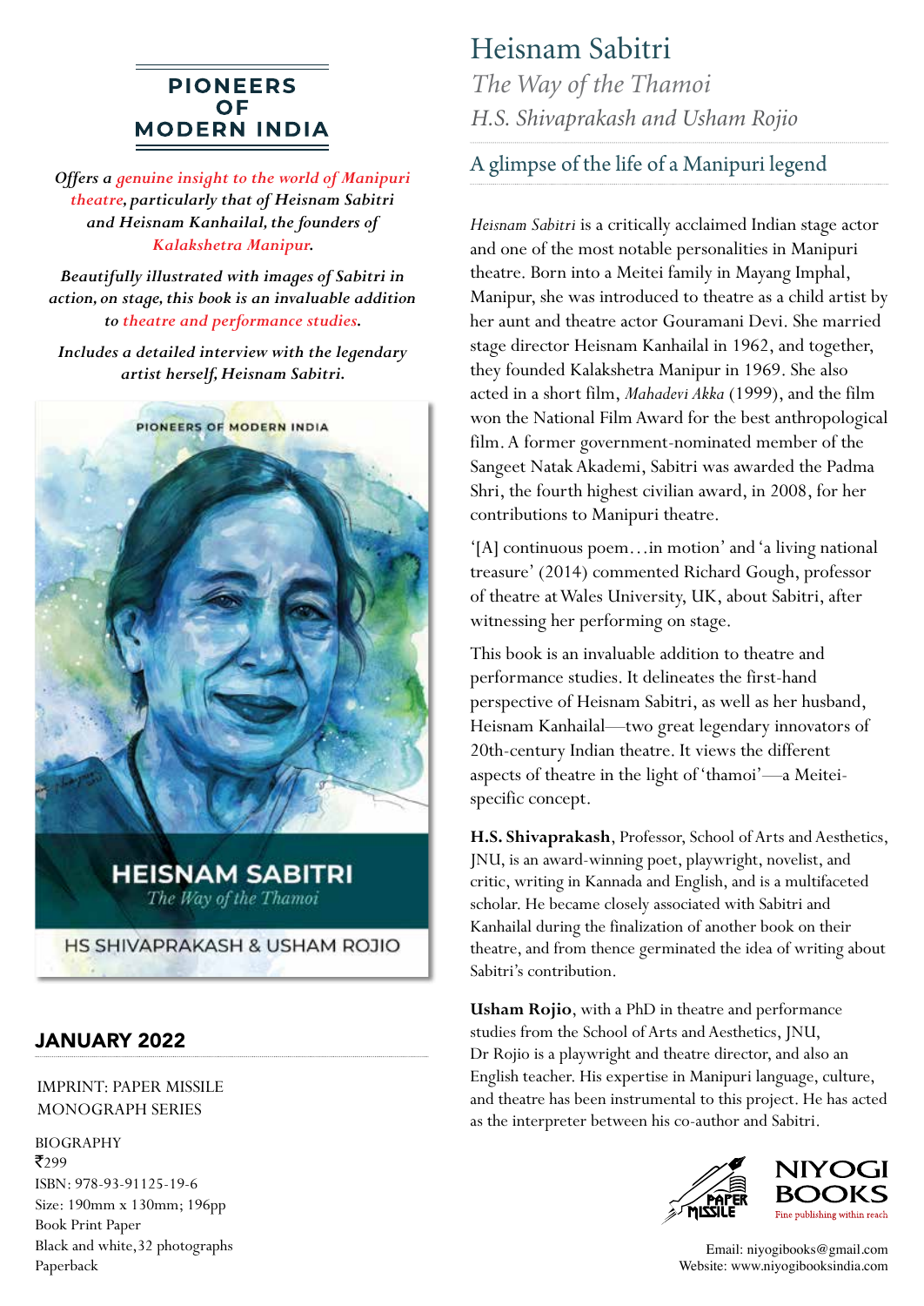# PIONEERS OF MODERN INDIA

*Offers a genuine insight to the world of Manipuri theatre, particularly that of Heisnam Sabitri and Heisnam Kanhailal, the founders of Kalakshetra Manipur.*

*Beautifully illustrated with images of Sabitri in action, on stage, this book is an invaluable addition to theatre and performance studies.*

*Includes a detailed interview with the legendary artist herself, Heisnam Sabitri.*

PIONEERS OF MODERN INDIA

HEISNAM SABITRI
*The Way of the Thamoi*

HS SHIVAPRAKASH & USHAM ROJIO

## JANUARY 2022

IMPRINT: PAPER MISSILE
MONOGRAPH SERIES

BIOGRAPHY
₹299
ISBN: 978-93-91125-19-6
Size: 190mm x 130mm; 196pp
Book Print Paper
Black and white, 32 photographs
Paperback

# Heisnam Sabitri

*The Way of the Thamoi*

*H.S. Shivaprakash and Usham Rojio*

## A glimpse of the life of a Manipuri legend

*Heisnam Sabitri* is a critically acclaimed Indian stage actor and one of the most notable personalities in Manipuri theatre. Born into a Meitei family in Mayang Imphal, Manipur, she was introduced to theatre as a child artist by her aunt and theatre actor Gouramani Devi. She married stage director Heisnam Kanhailal in 1962, and together, they founded Kalakshetra Manipur in 1969. She also acted in a short film, *Mahadevi Akka* (1999), and the film won the National Film Award for the best anthropological film. A former government-nominated member of the Sangeet Natak Akademi, Sabitri was awarded the Padma Shri, the fourth highest civilian award, in 2008, for her contributions to Manipuri theatre.

'[A] continuous poem…in motion' and 'a living national treasure' (2014) commented Richard Gough, professor of theatre at Wales University, UK, about Sabitri, after witnessing her performing on stage.

This book is an invaluable addition to theatre and performance studies. It delineates the first-hand perspective of Heisnam Sabitri, as well as her husband, Heisnam Kanhailal—two great legendary innovators of 20th-century Indian theatre. It views the different aspects of theatre in the light of 'thamoi'—a Meitei-specific concept.

**H.S. Shivaprakash**, Professor, School of Arts and Aesthetics, JNU, is an award-winning poet, playwright, novelist, and critic, writing in Kannada and English, and is a multifaceted scholar. He became closely associated with Sabitri and Kanhailal during the finalization of another book on their theatre, and from thence germinated the idea of writing about Sabitri's contribution.

**Usham Rojio**, with a PhD in theatre and performance studies from the School of Arts and Aesthetics, JNU, Dr Rojio is a playwright and theatre director, and also an English teacher. His expertise in Manipuri language, culture, and theatre has been instrumental to this project. He has acted as the interpreter between his co-author and Sabitri.

PAPER MISSILE

NIYOGI BOOKS
Fine publishing within reach

Email: niyogibooks@gmail.com
Website: www.niyogibooksindia.com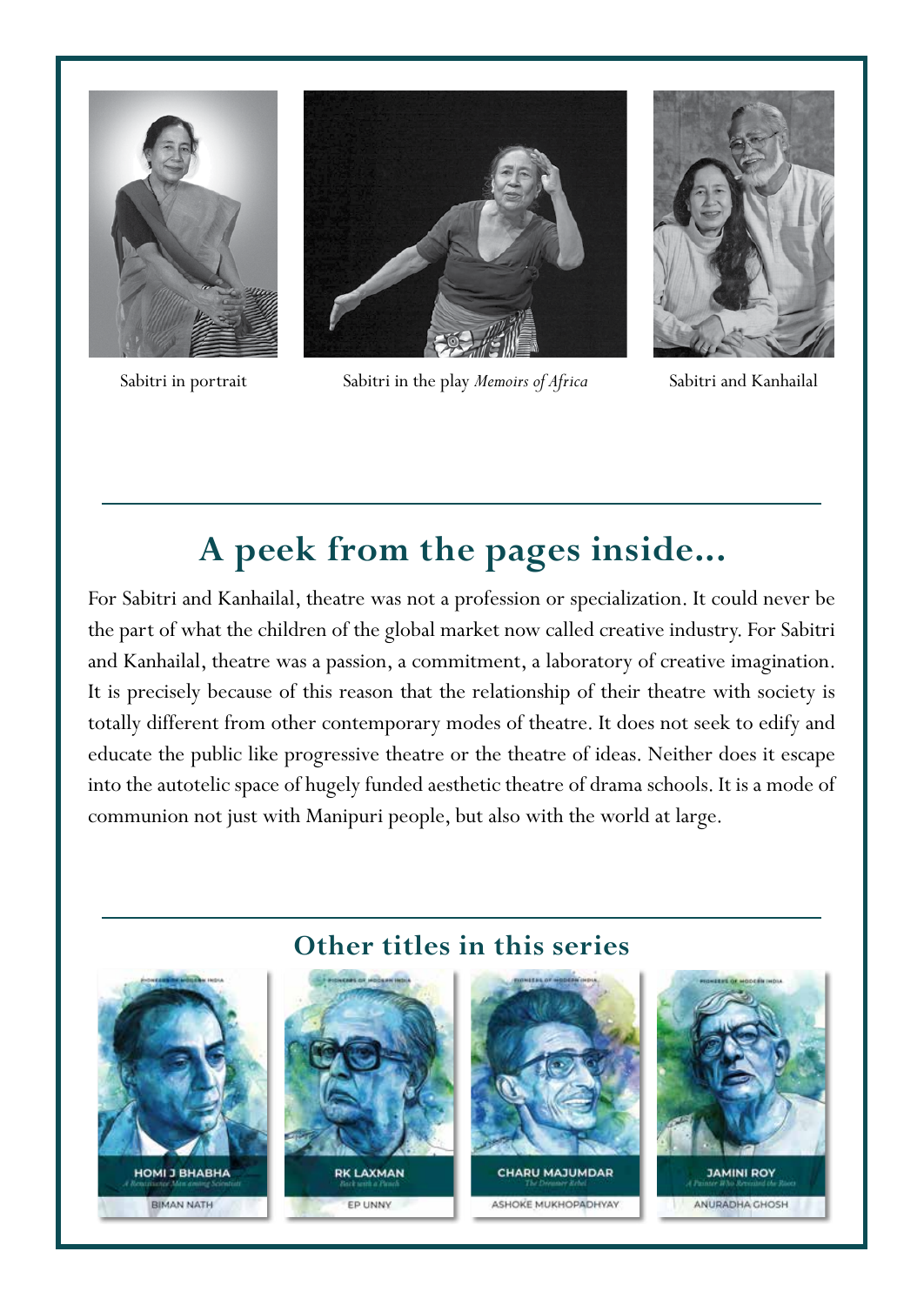Sabitri in portrait

Sabitri in the play *Memoirs of Africa*

Sabitri and Kanhailal

## A peek from the pages inside...

For Sabitri and Kanhailal, theatre was not a profession or specialization. It could never be the part of what the children of the global market now called creative industry. For Sabitri and Kanhailal, theatre was a passion, a commitment, a laboratory of creative imagination. It is precisely because of this reason that the relationship of their theatre with society is totally different from other contemporary modes of theatre. It does not seek to edify and educate the public like progressive theatre or the theatre of ideas. Neither does it escape into the autotelic space of hugely funded aesthetic theatre of drama schools. It is a mode of communion not just with Manipuri people, but also with the world at large.

## Other titles in this series

PIONEERS OF MODERN INDIA
HOMI J BHABHA
A Renaissance Man among Scientists
BIMAN NATH

PIONEERS OF MODERN INDIA
RK LAXMAN
Back with a Punch
EP UNNY

PIONEERS OF MODERN INDIA
CHARU MAJUMDAR
The Dreamer Rebel
ASHOKE MUKHOPADHYAY

PIONEERS OF MODERN INDIA
JAMINI ROY
A Painter Who Revisited the Roots
ANURADHA GHOSH